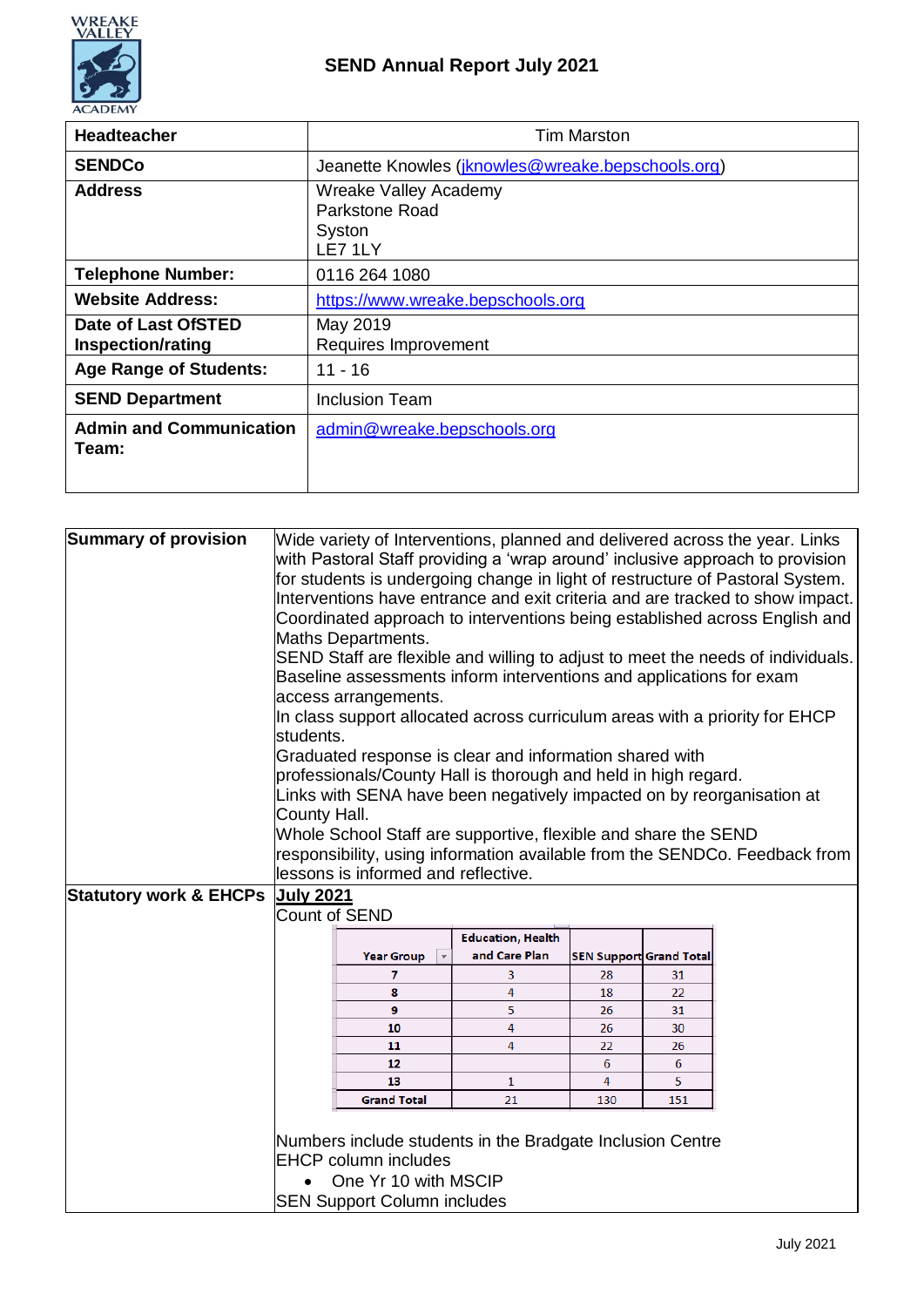# SEND Annual Report July 2021

| | |
|---|---|
| **Headteacher** | Tim Marston |
| **SENDCo** | Jeanette Knowles (jknowles@wreake.bepschools.org) |
| **Address** | Wreake Valley Academy<br>Parkstone Road<br>Syston<br>LE7 1LY |
| **Telephone Number:** | 0116 264 1080 |
| **Website Address:** | https://www.wreake.bepschools.org |
| **Date of Last OfSTED Inspection/rating** | May 2019<br>Requires Improvement |
| **Age Range of Students:** | 11 - 16 |
| **SEND Department** | Inclusion Team |
| **Admin and Communication Team:** | admin@wreake.bepschools.org |

**Summary of provision**

Wide variety of Interventions, planned and delivered across the year. Links with Pastoral Staff providing a 'wrap around' inclusive approach to provision for students is undergoing change in light of restructure of Pastoral System.
Interventions have entrance and exit criteria and are tracked to show impact.
Coordinated approach to interventions being established across English and Maths Departments.
SEND Staff are flexible and willing to adjust to meet the needs of individuals.
Baseline assessments inform interventions and applications for exam access arrangements.
In class support allocated across curriculum areas with a priority for EHCP students.
Graduated response is clear and information shared with professionals/County Hall is thorough and held in high regard.
Links with SENA have been negatively impacted on by reorganisation at County Hall.
Whole School Staff are supportive, flexible and share the SEND responsibility, using information available from the SENDCo. Feedback from lessons is informed and reflective.

**Statutory work & EHCPs**

**July 2021**

Count of SEND

| Year Group | Education, Health and Care Plan | SEN Support | Grand Total |
|---|---|---|---|
| 7 | 3 | 28 | 31 |
| 8 | 4 | 18 | 22 |
| 9 | 5 | 26 | 31 |
| 10 | 4 | 26 | 30 |
| 11 | 4 | 22 | 26 |
| 12 | | 6 | 6 |
| 13 | 1 | 4 | 5 |
| Grand Total | 21 | 130 | 151 |

Numbers include students in the Bradgate Inclusion Centre
EHCP column includes

- One Yr 10 with MSCIP

SEN Support Column includes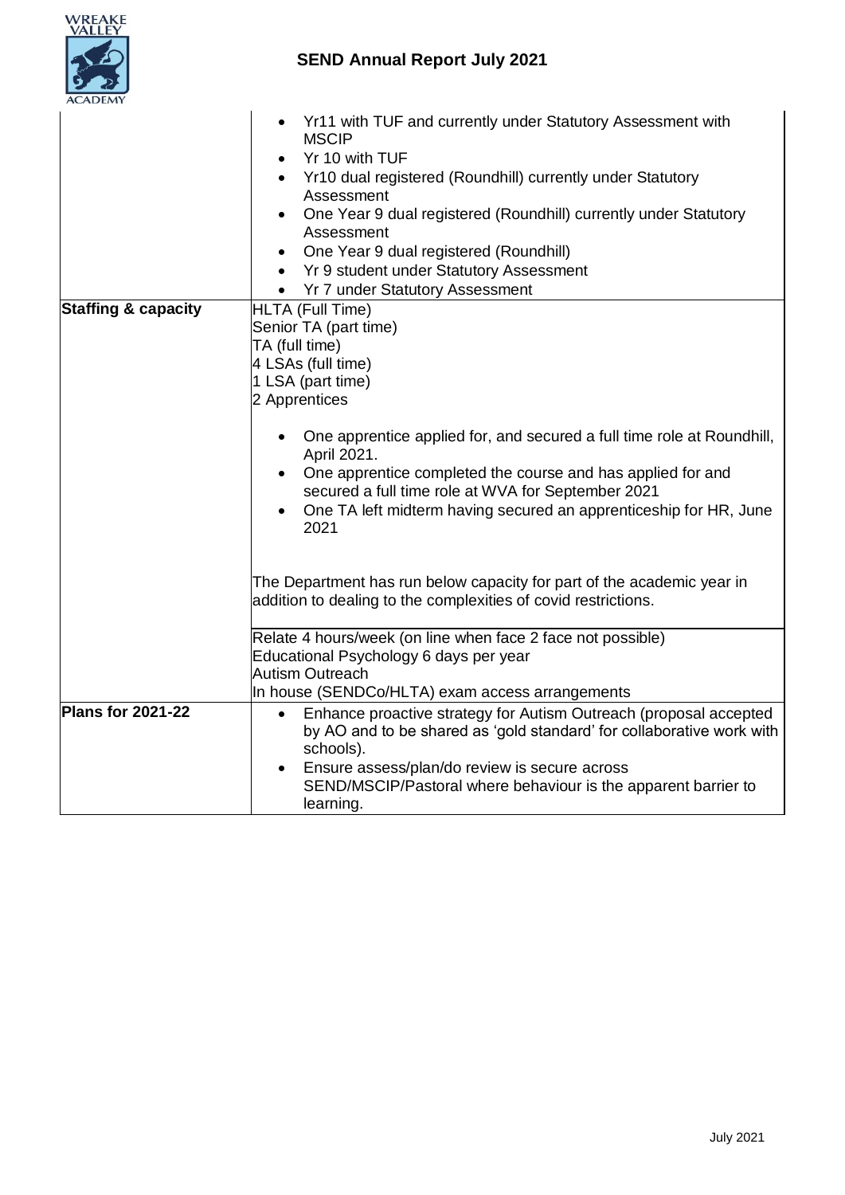| | |
|---|---|
| | • Yr11 with TUF and currently under Statutory Assessment with MSCIP<br>• Yr 10 with TUF<br>• Yr10 dual registered (Roundhill) currently under Statutory Assessment<br>• One Year 9 dual registered (Roundhill) currently under Statutory Assessment<br>• One Year 9 dual registered (Roundhill)<br>• Yr 9 student under Statutory Assessment<br>• Yr 7 under Statutory Assessment |
| **Staffing & capacity** | HLTA (Full Time)<br>Senior TA (part time)<br>TA (full time)<br>4 LSAs (full time)<br>1 LSA (part time)<br>2 Apprentices<br><br>• One apprentice applied for, and secured a full time role at Roundhill, April 2021.<br>• One apprentice completed the course and has applied for and secured a full time role at WVA for September 2021<br>• One TA left midterm having secured an apprenticeship for HR, June 2021<br><br>The Department has run below capacity for part of the academic year in addition to dealing to the complexities of covid restrictions. |
| | Relate 4 hours/week (on line when face 2 face not possible)<br>Educational Psychology 6 days per year<br>Autism Outreach<br>In house (SENDCo/HLTA) exam access arrangements |
| **Plans for 2021-22** | • Enhance proactive strategy for Autism Outreach (proposal accepted by AO and to be shared as 'gold standard' for collaborative work with schools).<br>• Ensure assess/plan/do review is secure across SEND/MSCIP/Pastoral where behaviour is the apparent barrier to learning. |